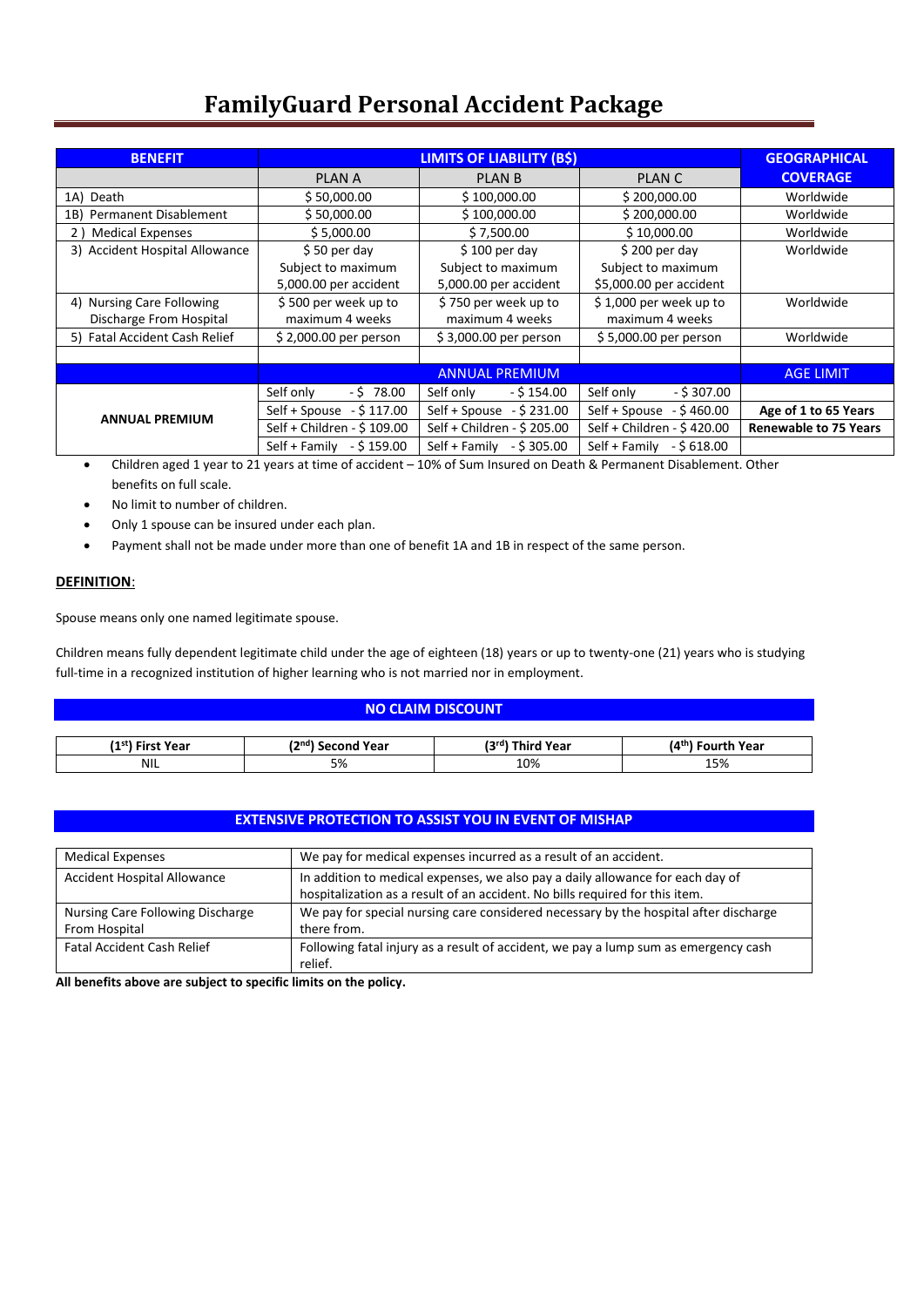# FamilyGuard Personal Accident Package

| BENEFIT | LIMITS OF LIABILITY (B$) | | | GEOGRAPHICAL COVERAGE |
|---|---|---|---|---|
| | PLAN A | PLAN B | PLAN C | |
| 1A) Death | $ 50,000.00 | $ 100,000.00 | $ 200,000.00 | Worldwide |
| 1B) Permanent Disablement | $ 50,000.00 | $ 100,000.00 | $ 200,000.00 | Worldwide |
| 2 ) Medical Expenses | $ 5,000.00 | $ 7,500.00 | $ 10,000.00 | Worldwide |
| 3) Accident Hospital Allowance | $ 50 per day Subject to maximum 5,000.00 per accident | $ 100 per day Subject to maximum 5,000.00 per accident | $ 200 per day Subject to maximum $5,000.00 per accident | Worldwide |
| 4) Nursing Care Following Discharge From Hospital | $ 500 per week up to maximum 4 weeks | $ 750 per week up to maximum 4 weeks | $ 1,000 per week up to maximum 4 weeks | Worldwide |
| 5) Fatal Accident Cash Relief | $ 2,000.00 per person | $ 3,000.00 per person | $ 5,000.00 per person | Worldwide |
| | | | | |
| | ANNUAL PREMIUM | | | AGE LIMIT |
| **ANNUAL PREMIUM** | Self only - $ 78.00 | Self only - $ 154.00 | Self only - $ 307.00 | |
| | Self + Spouse - $ 117.00 | Self + Spouse - $ 231.00 | Self + Spouse - $ 460.00 | **Age of 1 to 65 Years** |
| | Self + Children - $ 109.00 | Self + Children - $ 205.00 | Self + Children - $ 420.00 | **Renewable to 75 Years** |
| | Self + Family - $ 159.00 | Self + Family - $ 305.00 | Self + Family - $ 618.00 | |

- Children aged 1 year to 21 years at time of accident – 10% of Sum Insured on Death & Permanent Disablement. Other benefits on full scale.
- No limit to number of children.
- Only 1 spouse can be insured under each plan.
- Payment shall not be made under more than one of benefit 1A and 1B in respect of the same person.

**DEFINITION**:

Spouse means only one named legitimate spouse.

Children means fully dependent legitimate child under the age of eighteen (18) years or up to twenty-one (21) years who is studying full-time in a recognized institution of higher learning who is not married nor in employment.

## NO CLAIM DISCOUNT

| (1st) First Year | (2nd) Second Year | (3rd) Third Year | (4th) Fourth Year |
|---|---|---|---|
| NIL | 5% | 10% | 15% |

## EXTENSIVE PROTECTION TO ASSIST YOU IN EVENT OF MISHAP

| | |
|---|---|
| Medical Expenses | We pay for medical expenses incurred as a result of an accident. |
| Accident Hospital Allowance | In addition to medical expenses, we also pay a daily allowance for each day of hospitalization as a result of an accident. No bills required for this item. |
| Nursing Care Following Discharge From Hospital | We pay for special nursing care considered necessary by the hospital after discharge there from. |
| Fatal Accident Cash Relief | Following fatal injury as a result of accident, we pay a lump sum as emergency cash relief. |

**All benefits above are subject to specific limits on the policy.**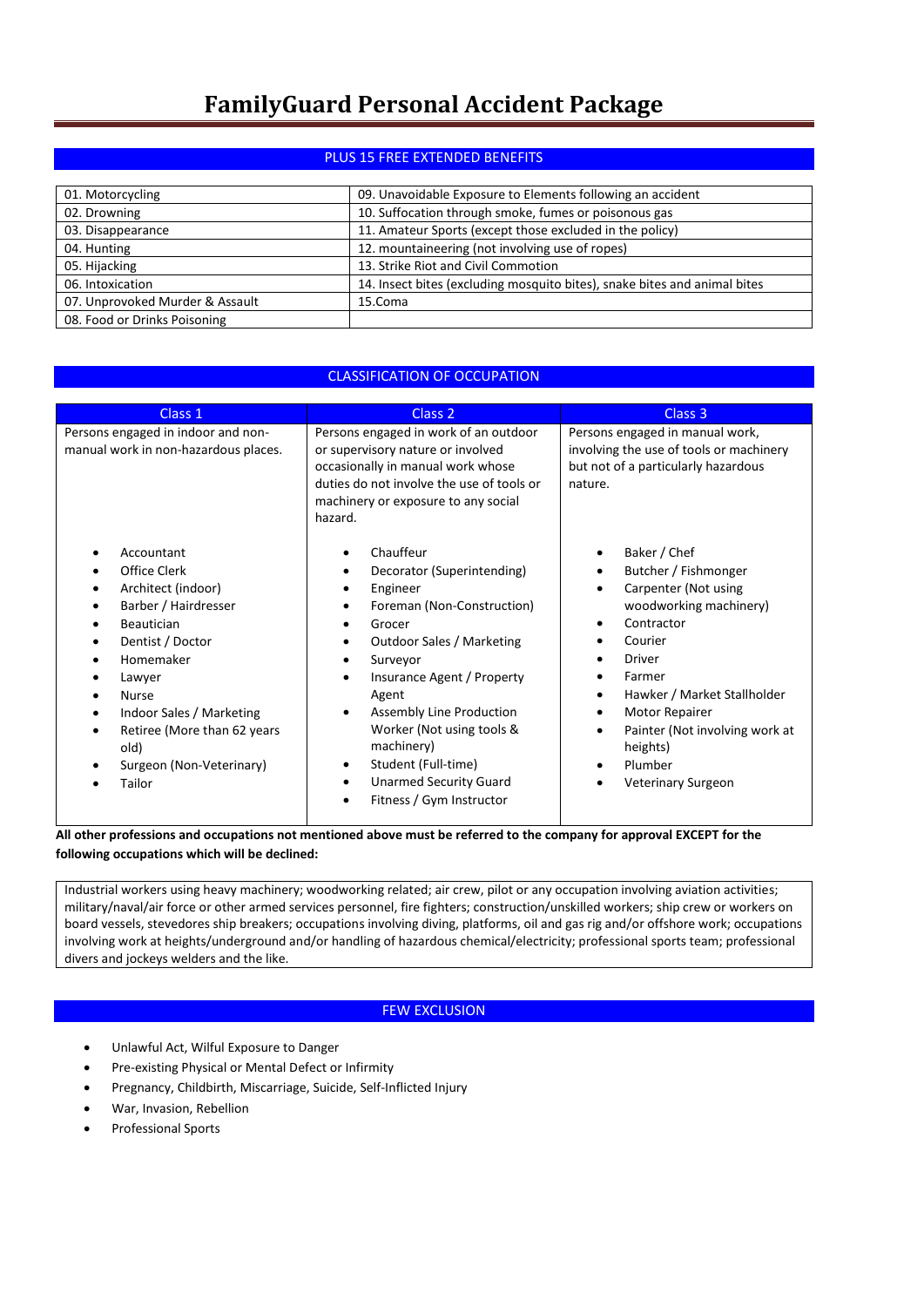# FamilyGuard Personal Accident Package

## PLUS 15 FREE EXTENDED BENEFITS

| | |
|---|---|
| 01. Motorcycling | 09. Unavoidable Exposure to Elements following an accident |
| 02. Drowning | 10. Suffocation through smoke, fumes or poisonous gas |
| 03. Disappearance | 11. Amateur Sports (except those excluded in the policy) |
| 04. Hunting | 12. mountaineering (not involving use of ropes) |
| 05. Hijacking | 13. Strike Riot and Civil Commotion |
| 06. Intoxication | 14. Insect bites (excluding mosquito bites), snake bites and animal bites |
| 07. Unprovoked Murder & Assault | 15.Coma |
| 08. Food or Drinks Poisoning | |

## CLASSIFICATION OF OCCUPATION

| Class 1 | Class 2 | Class 3 |
|---|---|---|
| Persons engaged in indoor and non-manual work in non-hazardous places. | Persons engaged in work of an outdoor or supervisory nature or involved occasionally in manual work whose duties do not involve the use of tools or machinery or exposure to any social hazard. | Persons engaged in manual work, involving the use of tools or machinery but not of a particularly hazardous nature. |
| • Accountant<br>• Office Clerk<br>• Architect (indoor)<br>• Barber / Hairdresser<br>• Beautician<br>• Dentist / Doctor<br>• Homemaker<br>• Lawyer<br>• Nurse<br>• Indoor Sales / Marketing<br>• Retiree (More than 62 years old)<br>• Surgeon (Non-Veterinary)<br>• Tailor | • Chauffeur<br>• Decorator (Superintending)<br>• Engineer<br>• Foreman (Non-Construction)<br>• Grocer<br>• Outdoor Sales / Marketing<br>• Surveyor<br>• Insurance Agent / Property Agent<br>• Assembly Line Production Worker (Not using tools & machinery)<br>• Student (Full-time)<br>• Unarmed Security Guard<br>• Fitness / Gym Instructor | • Baker / Chef<br>• Butcher / Fishmonger<br>• Carpenter (Not using woodworking machinery)<br>• Contractor<br>• Courier<br>• Driver<br>• Farmer<br>• Hawker / Market Stallholder<br>• Motor Repairer<br>• Painter (Not involving work at heights)<br>• Plumber<br>• Veterinary Surgeon |

**All other professions and occupations not mentioned above must be referred to the company for approval EXCEPT for the following occupations which will be declined:**

Industrial workers using heavy machinery; woodworking related; air crew, pilot or any occupation involving aviation activities; military/naval/air force or other armed services personnel, fire fighters; construction/unskilled workers; ship crew or workers on board vessels, stevedores ship breakers; occupations involving diving, platforms, oil and gas rig and/or offshore work; occupations involving work at heights/underground and/or handling of hazardous chemical/electricity; professional sports team; professional divers and jockeys welders and the like.

## FEW EXCLUSION

- Unlawful Act, Wilful Exposure to Danger
- Pre-existing Physical or Mental Defect or Infirmity
- Pregnancy, Childbirth, Miscarriage, Suicide, Self-Inflicted Injury
- War, Invasion, Rebellion
- Professional Sports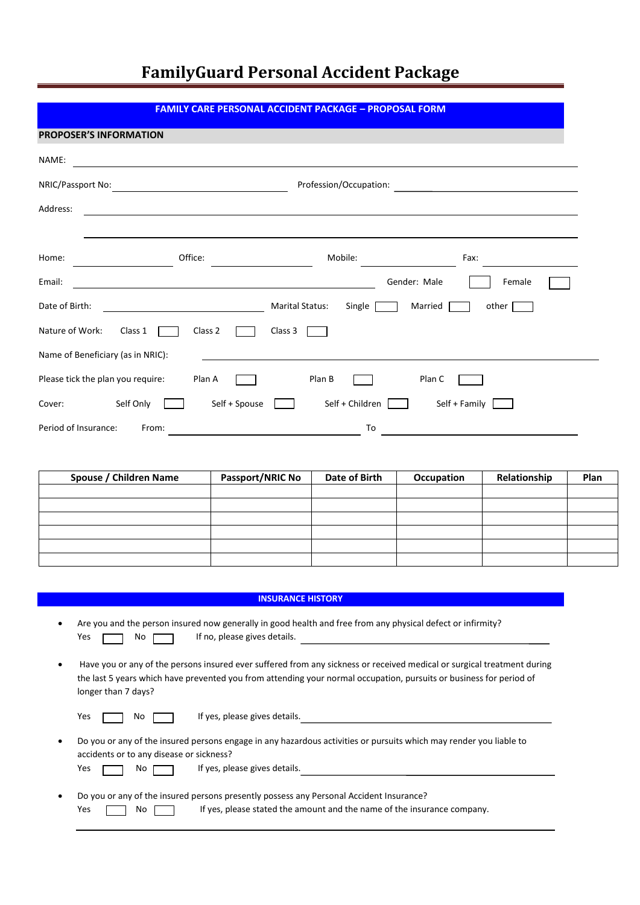# FamilyGuard Personal Accident Package

## FAMILY CARE PERSONAL ACCIDENT PACKAGE – PROPOSAL FORM

### PROPOSER'S INFORMATION

NAME: ______________________________________________

NRIC/Passport No: ____________________ Profession/Occupation: ____________________

Address: ______________________________________________

______________________________________________

Home: ____________ Office: ____________ Mobile: ____________ Fax: ____________

Email: ______________________________ Gender: Male ☐ Female ☐

Date of Birth: ____________________ Marital Status: Single ☐ Married ☐ other ☐

Nature of Work: Class 1 ☐ Class 2 ☐ Class 3 ☐

Name of Beneficiary (as in NRIC): ______________________________

Please tick the plan you require: Plan A ☐ Plan B ☐ Plan C ☐

Cover: Self Only ☐ Self + Spouse ☐ Self + Children ☐ Self + Family ☐

Period of Insurance: From: ____________________ To ____________________

| Spouse / Children Name | Passport/NRIC No | Date of Birth | Occupation | Relationship | Plan |
|---|---|---|---|---|---|
| | | | | | |
| | | | | | |
| | | | | | |
| | | | | | |
| | | | | | |
| | | | | | |

### INSURANCE HISTORY

- Are you and the person insured now generally in good health and free from any physical defect or infirmity?
  Yes ☐ No ☐ If no, please gives details. ______________________________

- Have you or any of the persons insured ever suffered from any sickness or received medical or surgical treatment during the last 5 years which have prevented you from attending your normal occupation, pursuits or business for period of longer than 7 days?

  Yes ☐ No ☐ If yes, please gives details. ______________________________

- Do you or any of the insured persons engage in any hazardous activities or pursuits which may render you liable to accidents or to any disease or sickness?
  Yes ☐ No ☐ If yes, please gives details. ______________________________

- Do you or any of the insured persons presently possess any Personal Accident Insurance?
  Yes ☐ No ☐ If yes, please stated the amount and the name of the insurance company.

  ______________________________________________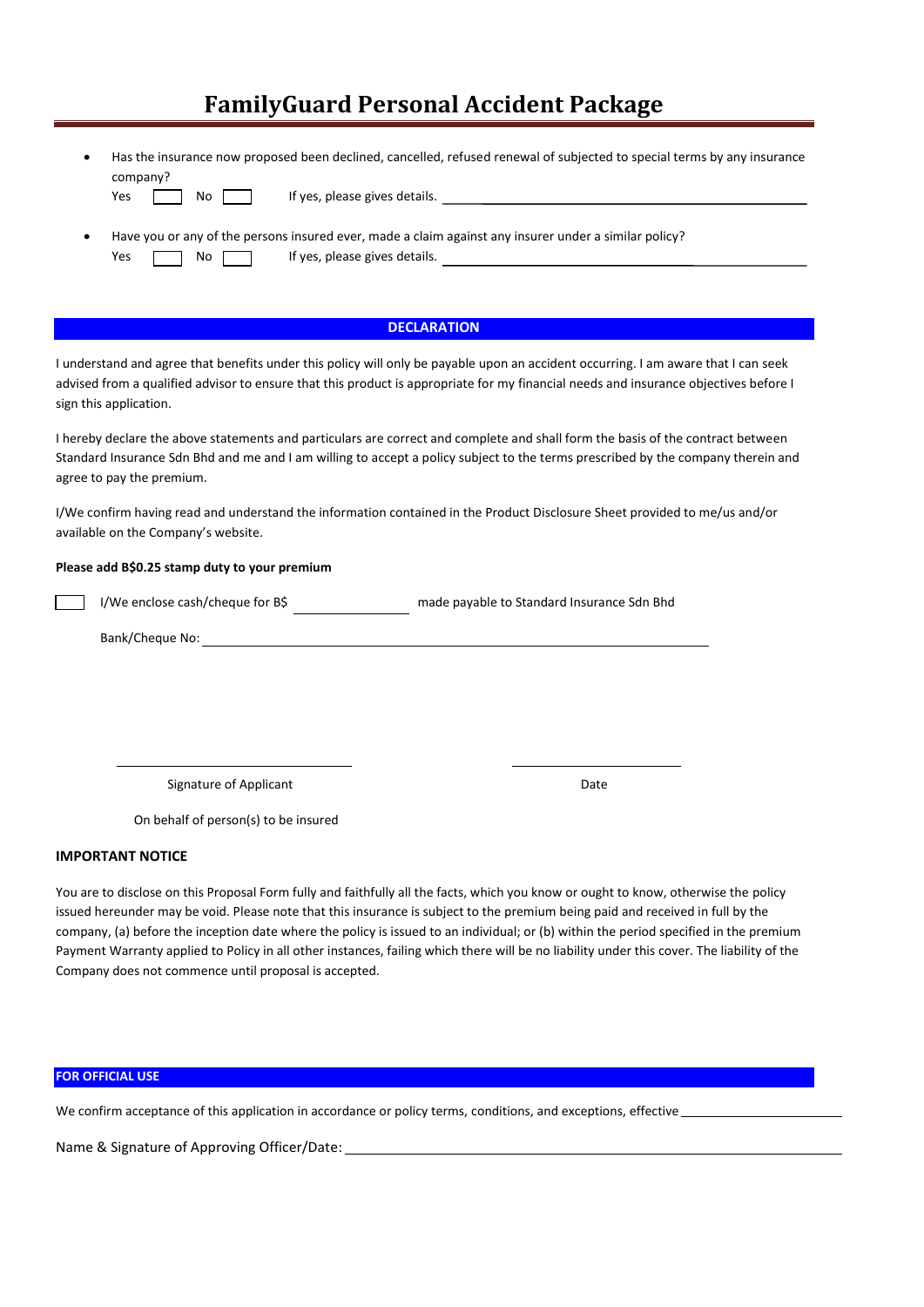# FamilyGuard Personal Accident Package

- Has the insurance now proposed been declined, cancelled, refused renewal of subjected to special terms by any insurance company?
  Yes ☐ No ☐ If yes, please gives details. ______________________________

- Have you or any of the persons insured ever, made a claim against any insurer under a similar policy?
  Yes ☐ No ☐ If yes, please gives details. ______________________________

## DECLARATION

I understand and agree that benefits under this policy will only be payable upon an accident occurring. I am aware that I can seek advised from a qualified advisor to ensure that this product is appropriate for my financial needs and insurance objectives before I sign this application.

I hereby declare the above statements and particulars are correct and complete and shall form the basis of the contract between Standard Insurance Sdn Bhd and me and I am willing to accept a policy subject to the terms prescribed by the company therein and agree to pay the premium.

I/We confirm having read and understand the information contained in the Product Disclosure Sheet provided to me/us and/or available on the Company's website.

**Please add B$0.25 stamp duty to your premium**

☐ I/We enclose cash/cheque for B$ ____________ made payable to Standard Insurance Sdn Bhd

Bank/Cheque No: ______________________________

______________________________ ______________________________

Signature of Applicant Date

On behalf of person(s) to be insured

**IMPORTANT NOTICE**

You are to disclose on this Proposal Form fully and faithfully all the facts, which you know or ought to know, otherwise the policy issued hereunder may be void. Please note that this insurance is subject to the premium being paid and received in full by the company, (a) before the inception date where the policy is issued to an individual; or (b) within the period specified in the premium Payment Warranty applied to Policy in all other instances, failing which there will be no liability under this cover. The liability of the Company does not commence until proposal is accepted.

**FOR OFFICIAL USE**

We confirm acceptance of this application in accordance or policy terms, conditions, and exceptions, effective ______________________

Name & Signature of Approving Officer/Date: ______________________________